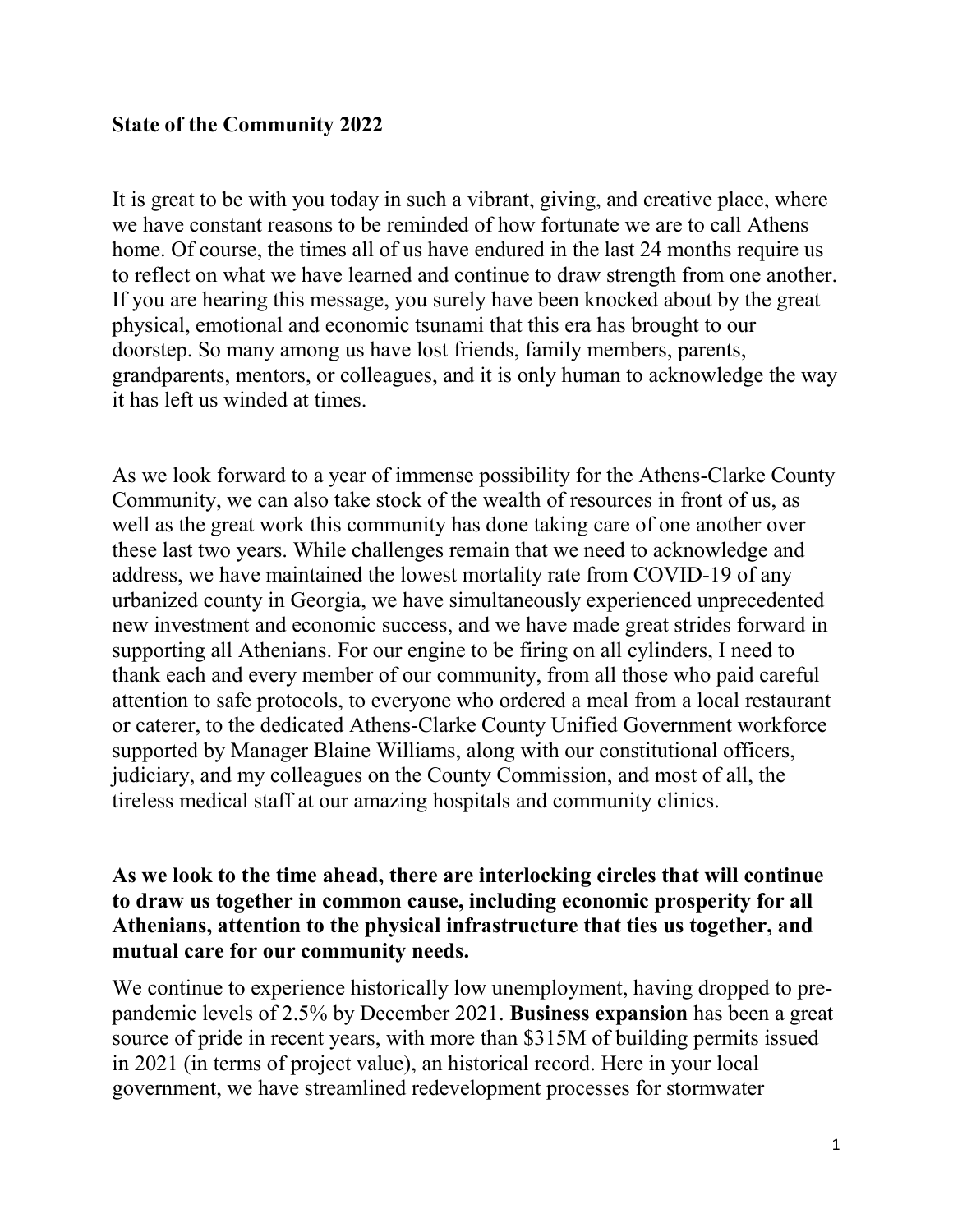**State of the Community 2022**

It is great to be with you today in such a vibrant, giving, and creative place, where we have constant reasons to be reminded of how fortunate we are to call Athens home. Of course, the times all of us have endured in the last 24 months require us to reflect on what we have learned and continue to draw strength from one another. If you are hearing this message, you surely have been knocked about by the great physical, emotional and economic tsunami that this era has brought to our doorstep. So many among us have lost friends, family members, parents, grandparents, mentors, or colleagues, and it is only human to acknowledge the way it has left us winded at times.

As we look forward to a year of immense possibility for the Athens-Clarke County Community, we can also take stock of the wealth of resources in front of us, as well as the great work this community has done taking care of one another over these last two years. While challenges remain that we need to acknowledge and address, we have maintained the lowest mortality rate from COVID-19 of any urbanized county in Georgia, we have simultaneously experienced unprecedented new investment and economic success, and we have made great strides forward in supporting all Athenians. For our engine to be firing on all cylinders, I need to thank each and every member of our community, from all those who paid careful attention to safe protocols, to everyone who ordered a meal from a local restaurant or caterer, to the dedicated Athens-Clarke County Unified Government workforce supported by Manager Blaine Williams, along with our constitutional officers, judiciary, and my colleagues on the County Commission, and most of all, the tireless medical staff at our amazing hospitals and community clinics.

**As we look to the time ahead, there are interlocking circles that will continue to draw us together in common cause, including economic prosperity for all Athenians, attention to the physical infrastructure that ties us together, and mutual care for our community needs.**

We continue to experience historically low unemployment, having dropped to pre-pandemic levels of 2.5% by December 2021. **Business expansion** has been a great source of pride in recent years, with more than $315M of building permits issued in 2021 (in terms of project value), an historical record. Here in your local government, we have streamlined redevelopment processes for stormwater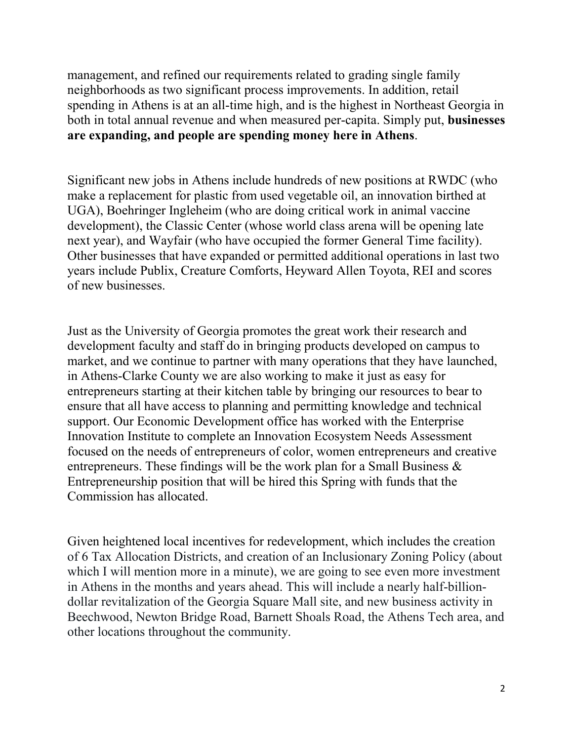management, and refined our requirements related to grading single family neighborhoods as two significant process improvements. In addition, retail spending in Athens is at an all-time high, and is the highest in Northeast Georgia in both in total annual revenue and when measured per-capita. Simply put, **businesses are expanding, and people are spending money here in Athens**.

Significant new jobs in Athens include hundreds of new positions at RWDC (who make a replacement for plastic from used vegetable oil, an innovation birthed at UGA), Boehringer Ingleheim (who are doing critical work in animal vaccine development), the Classic Center (whose world class arena will be opening late next year), and Wayfair (who have occupied the former General Time facility). Other businesses that have expanded or permitted additional operations in last two years include Publix, Creature Comforts, Heyward Allen Toyota, REI and scores of new businesses.

Just as the University of Georgia promotes the great work their research and development faculty and staff do in bringing products developed on campus to market, and we continue to partner with many operations that they have launched, in Athens-Clarke County we are also working to make it just as easy for entrepreneurs starting at their kitchen table by bringing our resources to bear to ensure that all have access to planning and permitting knowledge and technical support. Our Economic Development office has worked with the Enterprise Innovation Institute to complete an Innovation Ecosystem Needs Assessment focused on the needs of entrepreneurs of color, women entrepreneurs and creative entrepreneurs. These findings will be the work plan for a Small Business & Entrepreneurship position that will be hired this Spring with funds that the Commission has allocated.

Given heightened local incentives for redevelopment, which includes the creation of 6 Tax Allocation Districts, and creation of an Inclusionary Zoning Policy (about which I will mention more in a minute), we are going to see even more investment in Athens in the months and years ahead. This will include a nearly half-billion-dollar revitalization of the Georgia Square Mall site, and new business activity in Beechwood, Newton Bridge Road, Barnett Shoals Road, the Athens Tech area, and other locations throughout the community.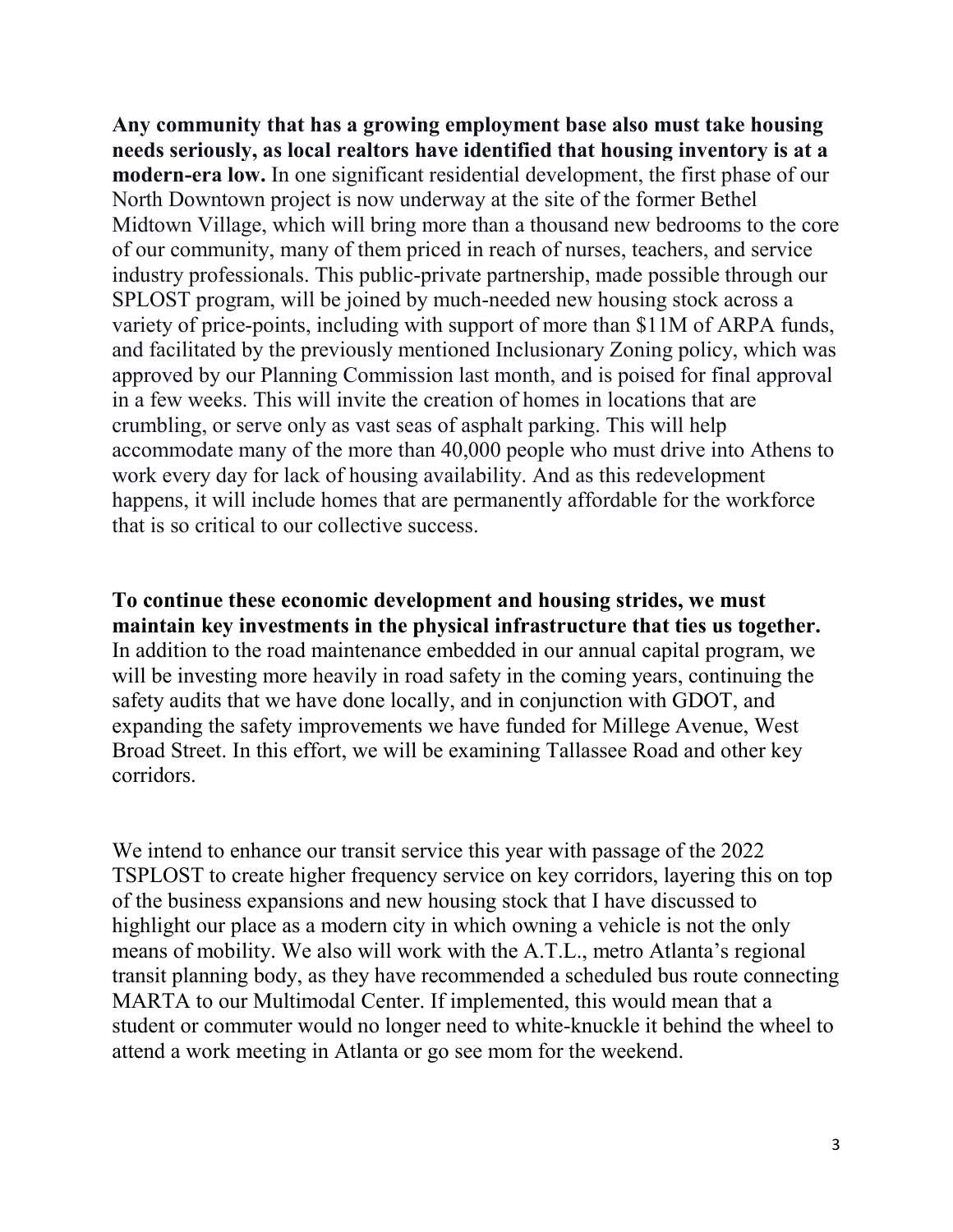**Any community that has a growing employment base also must take housing needs seriously, as local realtors have identified that housing inventory is at a modern-era low.** In one significant residential development, the first phase of our North Downtown project is now underway at the site of the former Bethel Midtown Village, which will bring more than a thousand new bedrooms to the core of our community, many of them priced in reach of nurses, teachers, and service industry professionals. This public-private partnership, made possible through our SPLOST program, will be joined by much-needed new housing stock across a variety of price-points, including with support of more than $11M of ARPA funds, and facilitated by the previously mentioned Inclusionary Zoning policy, which was approved by our Planning Commission last month, and is poised for final approval in a few weeks. This will invite the creation of homes in locations that are crumbling, or serve only as vast seas of asphalt parking. This will help accommodate many of the more than 40,000 people who must drive into Athens to work every day for lack of housing availability. And as this redevelopment happens, it will include homes that are permanently affordable for the workforce that is so critical to our collective success.

**To continue these economic development and housing strides, we must maintain key investments in the physical infrastructure that ties us together.** In addition to the road maintenance embedded in our annual capital program, we will be investing more heavily in road safety in the coming years, continuing the safety audits that we have done locally, and in conjunction with GDOT, and expanding the safety improvements we have funded for Millege Avenue, West Broad Street. In this effort, we will be examining Tallassee Road and other key corridors.

We intend to enhance our transit service this year with passage of the 2022 TSPLOST to create higher frequency service on key corridors, layering this on top of the business expansions and new housing stock that I have discussed to highlight our place as a modern city in which owning a vehicle is not the only means of mobility. We also will work with the A.T.L., metro Atlanta's regional transit planning body, as they have recommended a scheduled bus route connecting MARTA to our Multimodal Center. If implemented, this would mean that a student or commuter would no longer need to white-knuckle it behind the wheel to attend a work meeting in Atlanta or go see mom for the weekend.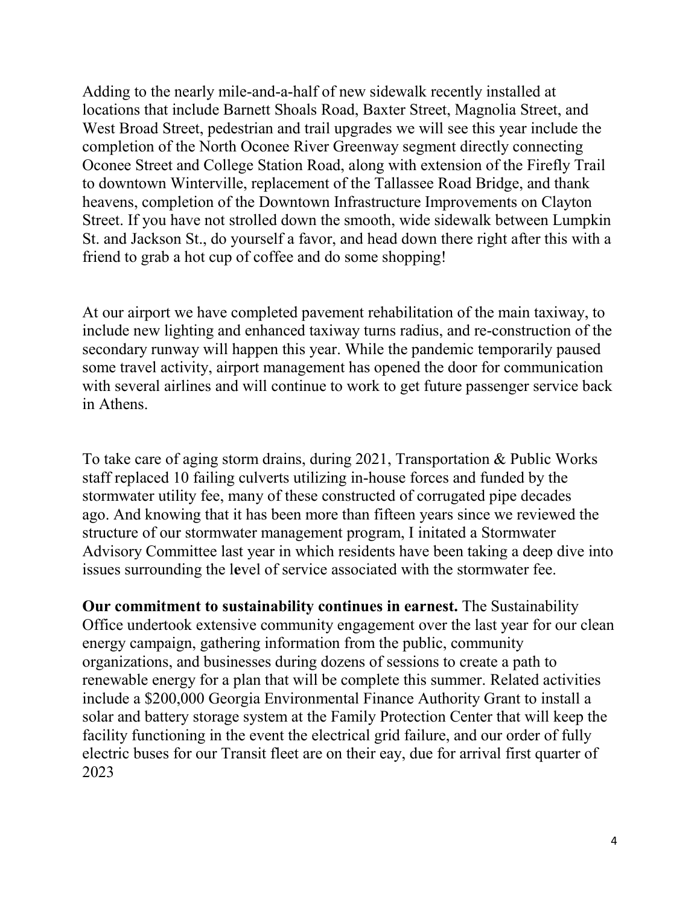Adding to the nearly mile-and-a-half of new sidewalk recently installed at locations that include Barnett Shoals Road, Baxter Street, Magnolia Street, and West Broad Street, pedestrian and trail upgrades we will see this year include the completion of the North Oconee River Greenway segment directly connecting Oconee Street and College Station Road, along with extension of the Firefly Trail to downtown Winterville, replacement of the Tallassee Road Bridge, and thank heavens, completion of the Downtown Infrastructure Improvements on Clayton Street. If you have not strolled down the smooth, wide sidewalk between Lumpkin St. and Jackson St., do yourself a favor, and head down there right after this with a friend to grab a hot cup of coffee and do some shopping!

At our airport we have completed pavement rehabilitation of the main taxiway, to include new lighting and enhanced taxiway turns radius, and re-construction of the secondary runway will happen this year. While the pandemic temporarily paused some travel activity, airport management has opened the door for communication with several airlines and will continue to work to get future passenger service back in Athens.

To take care of aging storm drains, during 2021, Transportation & Public Works staff replaced 10 failing culverts utilizing in-house forces and funded by the stormwater utility fee, many of these constructed of corrugated pipe decades ago. And knowing that it has been more than fifteen years since we reviewed the structure of our stormwater management program, I initated a Stormwater Advisory Committee last year in which residents have been taking a deep dive into issues surrounding the level of service associated with the stormwater fee.

**Our commitment to sustainability continues in earnest.** The Sustainability Office undertook extensive community engagement over the last year for our clean energy campaign, gathering information from the public, community organizations, and businesses during dozens of sessions to create a path to renewable energy for a plan that will be complete this summer. Related activities include a $200,000 Georgia Environmental Finance Authority Grant to install a solar and battery storage system at the Family Protection Center that will keep the facility functioning in the event the electrical grid failure, and our order of fully electric buses for our Transit fleet are on their eay, due for arrival first quarter of 2023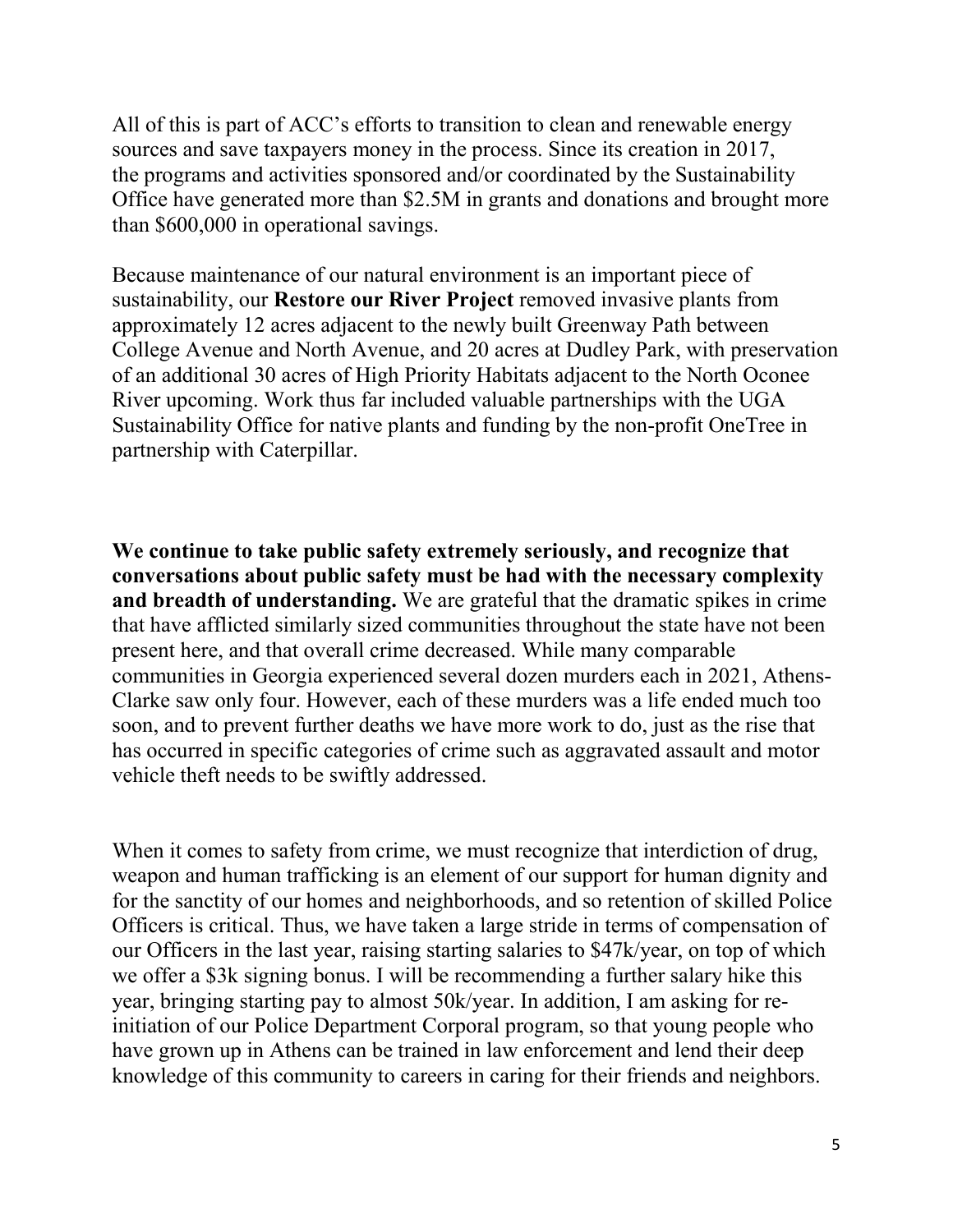All of this is part of ACC's efforts to transition to clean and renewable energy sources and save taxpayers money in the process. Since its creation in 2017, the programs and activities sponsored and/or coordinated by the Sustainability Office have generated more than $2.5M in grants and donations and brought more than $600,000 in operational savings.

Because maintenance of our natural environment is an important piece of sustainability, our **Restore our River Project** removed invasive plants from approximately 12 acres adjacent to the newly built Greenway Path between College Avenue and North Avenue, and 20 acres at Dudley Park, with preservation of an additional 30 acres of High Priority Habitats adjacent to the North Oconee River upcoming. Work thus far included valuable partnerships with the UGA Sustainability Office for native plants and funding by the non-profit OneTree in partnership with Caterpillar.

**We continue to take public safety extremely seriously, and recognize that conversations about public safety must be had with the necessary complexity and breadth of understanding.** We are grateful that the dramatic spikes in crime that have afflicted similarly sized communities throughout the state have not been present here, and that overall crime decreased. While many comparable communities in Georgia experienced several dozen murders each in 2021, Athens-Clarke saw only four. However, each of these murders was a life ended much too soon, and to prevent further deaths we have more work to do, just as the rise that has occurred in specific categories of crime such as aggravated assault and motor vehicle theft needs to be swiftly addressed.

When it comes to safety from crime, we must recognize that interdiction of drug, weapon and human trafficking is an element of our support for human dignity and for the sanctity of our homes and neighborhoods, and so retention of skilled Police Officers is critical. Thus, we have taken a large stride in terms of compensation of our Officers in the last year, raising starting salaries to $47k/year, on top of which we offer a $3k signing bonus. I will be recommending a further salary hike this year, bringing starting pay to almost 50k/year. In addition, I am asking for re-initiation of our Police Department Corporal program, so that young people who have grown up in Athens can be trained in law enforcement and lend their deep knowledge of this community to careers in caring for their friends and neighbors.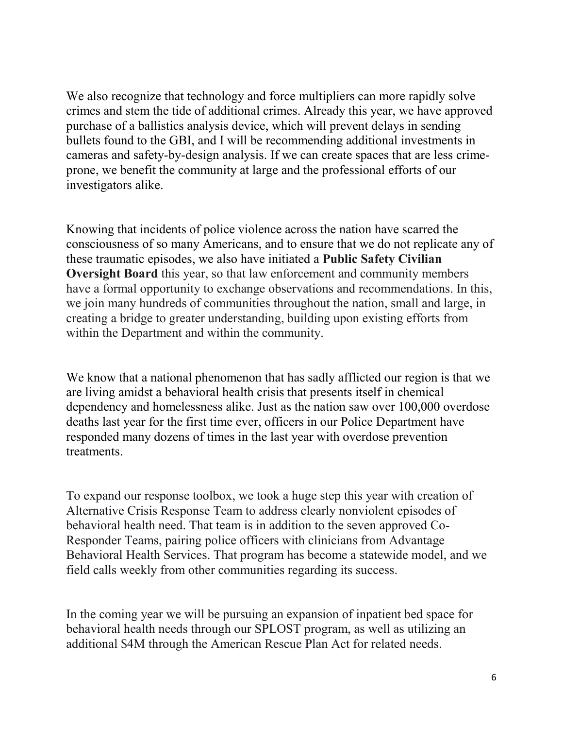We also recognize that technology and force multipliers can more rapidly solve crimes and stem the tide of additional crimes. Already this year, we have approved purchase of a ballistics analysis device, which will prevent delays in sending bullets found to the GBI, and I will be recommending additional investments in cameras and safety-by-design analysis. If we can create spaces that are less crime-prone, we benefit the community at large and the professional efforts of our investigators alike.

Knowing that incidents of police violence across the nation have scarred the consciousness of so many Americans, and to ensure that we do not replicate any of these traumatic episodes, we also have initiated a **Public Safety Civilian Oversight Board** this year, so that law enforcement and community members have a formal opportunity to exchange observations and recommendations. In this, we join many hundreds of communities throughout the nation, small and large, in creating a bridge to greater understanding, building upon existing efforts from within the Department and within the community.

We know that a national phenomenon that has sadly afflicted our region is that we are living amidst a behavioral health crisis that presents itself in chemical dependency and homelessness alike. Just as the nation saw over 100,000 overdose deaths last year for the first time ever, officers in our Police Department have responded many dozens of times in the last year with overdose prevention treatments.

To expand our response toolbox, we took a huge step this year with creation of Alternative Crisis Response Team to address clearly nonviolent episodes of behavioral health need. That team is in addition to the seven approved Co-Responder Teams, pairing police officers with clinicians from Advantage Behavioral Health Services. That program has become a statewide model, and we field calls weekly from other communities regarding its success.

In the coming year we will be pursuing an expansion of inpatient bed space for behavioral health needs through our SPLOST program, as well as utilizing an additional $4M through the American Rescue Plan Act for related needs.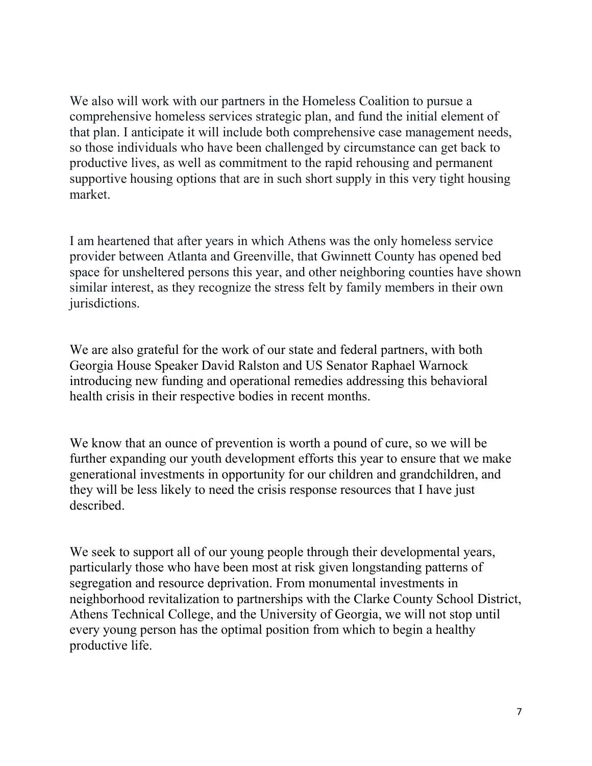We also will work with our partners in the Homeless Coalition to pursue a comprehensive homeless services strategic plan, and fund the initial element of that plan. I anticipate it will include both comprehensive case management needs, so those individuals who have been challenged by circumstance can get back to productive lives, as well as commitment to the rapid rehousing and permanent supportive housing options that are in such short supply in this very tight housing market.

I am heartened that after years in which Athens was the only homeless service provider between Atlanta and Greenville, that Gwinnett County has opened bed space for unsheltered persons this year, and other neighboring counties have shown similar interest, as they recognize the stress felt by family members in their own jurisdictions.

We are also grateful for the work of our state and federal partners, with both Georgia House Speaker David Ralston and US Senator Raphael Warnock introducing new funding and operational remedies addressing this behavioral health crisis in their respective bodies in recent months.

We know that an ounce of prevention is worth a pound of cure, so we will be further expanding our youth development efforts this year to ensure that we make generational investments in opportunity for our children and grandchildren, and they will be less likely to need the crisis response resources that I have just described.

We seek to support all of our young people through their developmental years, particularly those who have been most at risk given longstanding patterns of segregation and resource deprivation. From monumental investments in neighborhood revitalization to partnerships with the Clarke County School District, Athens Technical College, and the University of Georgia, we will not stop until every young person has the optimal position from which to begin a healthy productive life.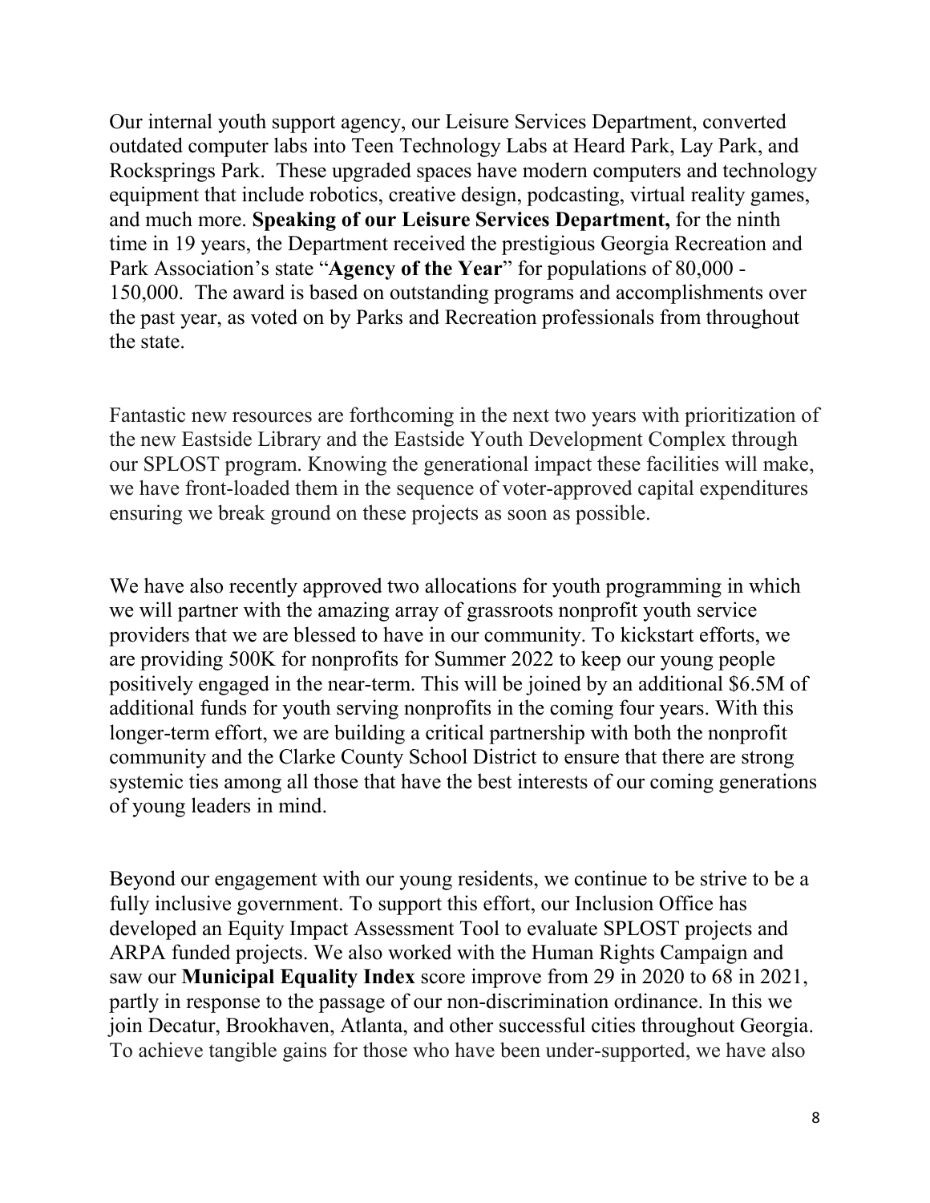Our internal youth support agency, our Leisure Services Department, converted outdated computer labs into Teen Technology Labs at Heard Park, Lay Park, and Rocksprings Park. These upgraded spaces have modern computers and technology equipment that include robotics, creative design, podcasting, virtual reality games, and much more. **Speaking of our Leisure Services Department,** for the ninth time in 19 years, the Department received the prestigious Georgia Recreation and Park Association's state "**Agency of the Year**" for populations of 80,000 - 150,000. The award is based on outstanding programs and accomplishments over the past year, as voted on by Parks and Recreation professionals from throughout the state.

Fantastic new resources are forthcoming in the next two years with prioritization of the new Eastside Library and the Eastside Youth Development Complex through our SPLOST program. Knowing the generational impact these facilities will make, we have front-loaded them in the sequence of voter-approved capital expenditures ensuring we break ground on these projects as soon as possible.

We have also recently approved two allocations for youth programming in which we will partner with the amazing array of grassroots nonprofit youth service providers that we are blessed to have in our community. To kickstart efforts, we are providing 500K for nonprofits for Summer 2022 to keep our young people positively engaged in the near-term. This will be joined by an additional $6.5M of additional funds for youth serving nonprofits in the coming four years. With this longer-term effort, we are building a critical partnership with both the nonprofit community and the Clarke County School District to ensure that there are strong systemic ties among all those that have the best interests of our coming generations of young leaders in mind.

Beyond our engagement with our young residents, we continue to be strive to be a fully inclusive government. To support this effort, our Inclusion Office has developed an Equity Impact Assessment Tool to evaluate SPLOST projects and ARPA funded projects. We also worked with the Human Rights Campaign and saw our **Municipal Equality Index** score improve from 29 in 2020 to 68 in 2021, partly in response to the passage of our non-discrimination ordinance. In this we join Decatur, Brookhaven, Atlanta, and other successful cities throughout Georgia. To achieve tangible gains for those who have been under-supported, we have also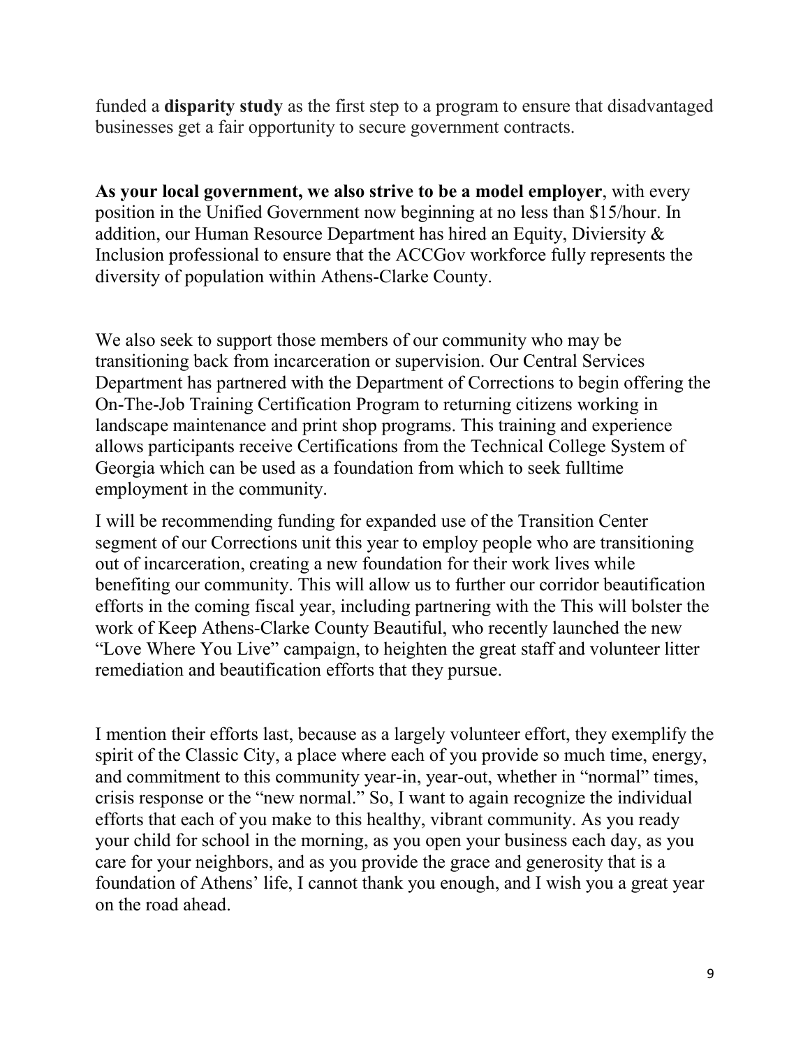funded a **disparity study** as the first step to a program to ensure that disadvantaged businesses get a fair opportunity to secure government contracts.

**As your local government, we also strive to be a model employer**, with every position in the Unified Government now beginning at no less than $15/hour. In addition, our Human Resource Department has hired an Equity, Diviersity & Inclusion professional to ensure that the ACCGov workforce fully represents the diversity of population within Athens-Clarke County.

We also seek to support those members of our community who may be transitioning back from incarceration or supervision. Our Central Services Department has partnered with the Department of Corrections to begin offering the On-The-Job Training Certification Program to returning citizens working in landscape maintenance and print shop programs. This training and experience allows participants receive Certifications from the Technical College System of Georgia which can be used as a foundation from which to seek fulltime employment in the community.

I will be recommending funding for expanded use of the Transition Center segment of our Corrections unit this year to employ people who are transitioning out of incarceration, creating a new foundation for their work lives while benefiting our community. This will allow us to further our corridor beautification efforts in the coming fiscal year, including partnering with the This will bolster the work of Keep Athens-Clarke County Beautiful, who recently launched the new "Love Where You Live" campaign, to heighten the great staff and volunteer litter remediation and beautification efforts that they pursue.

I mention their efforts last, because as a largely volunteer effort, they exemplify the spirit of the Classic City, a place where each of you provide so much time, energy, and commitment to this community year-in, year-out, whether in "normal" times, crisis response or the "new normal." So, I want to again recognize the individual efforts that each of you make to this healthy, vibrant community. As you ready your child for school in the morning, as you open your business each day, as you care for your neighbors, and as you provide the grace and generosity that is a foundation of Athens' life, I cannot thank you enough, and I wish you a great year on the road ahead.